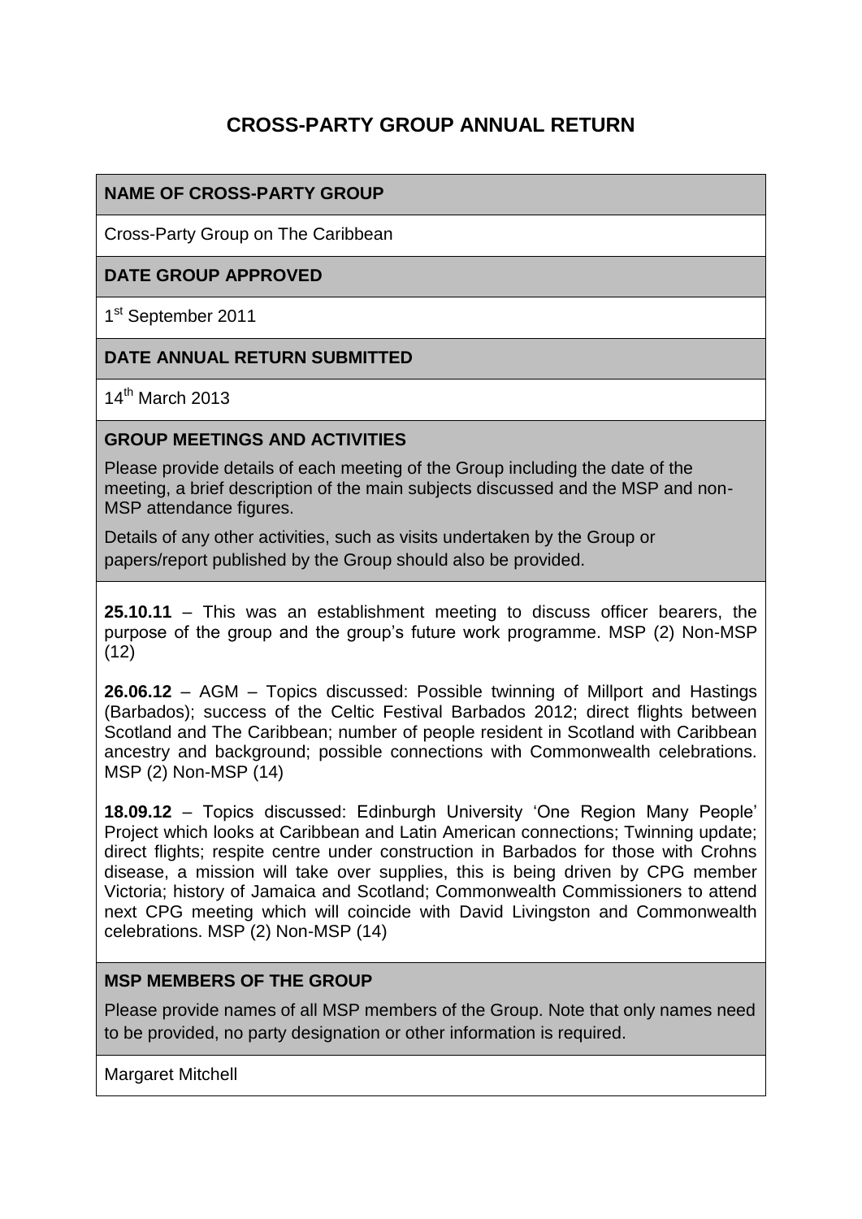# CROSS-PARTY GROUP ANNUAL RETURN

**NAME OF CROSS-PARTY GROUP**

Cross-Party Group on The Caribbean

**DATE GROUP APPROVED**

1st September 2011

**DATE ANNUAL RETURN SUBMITTED**

14th March 2013

**GROUP MEETINGS AND ACTIVITIES**

Please provide details of each meeting of the Group including the date of the meeting, a brief description of the main subjects discussed and the MSP and non-MSP attendance figures.

Details of any other activities, such as visits undertaken by the Group or papers/report published by the Group should also be provided.

**25.10.11** – This was an establishment meeting to discuss officer bearers, the purpose of the group and the group's future work programme. MSP (2) Non-MSP (12)

**26.06.12** – AGM – Topics discussed: Possible twinning of Millport and Hastings (Barbados); success of the Celtic Festival Barbados 2012; direct flights between Scotland and The Caribbean; number of people resident in Scotland with Caribbean ancestry and background; possible connections with Commonwealth celebrations. MSP (2) Non-MSP (14)

**18.09.12** – Topics discussed: Edinburgh University 'One Region Many People' Project which looks at Caribbean and Latin American connections; Twinning update; direct flights; respite centre under construction in Barbados for those with Crohns disease, a mission will take over supplies, this is being driven by CPG member Victoria; history of Jamaica and Scotland; Commonwealth Commissioners to attend next CPG meeting which will coincide with David Livingston and Commonwealth celebrations. MSP (2) Non-MSP (14)

**MSP MEMBERS OF THE GROUP**

Please provide names of all MSP members of the Group. Note that only names need to be provided, no party designation or other information is required.

Margaret Mitchell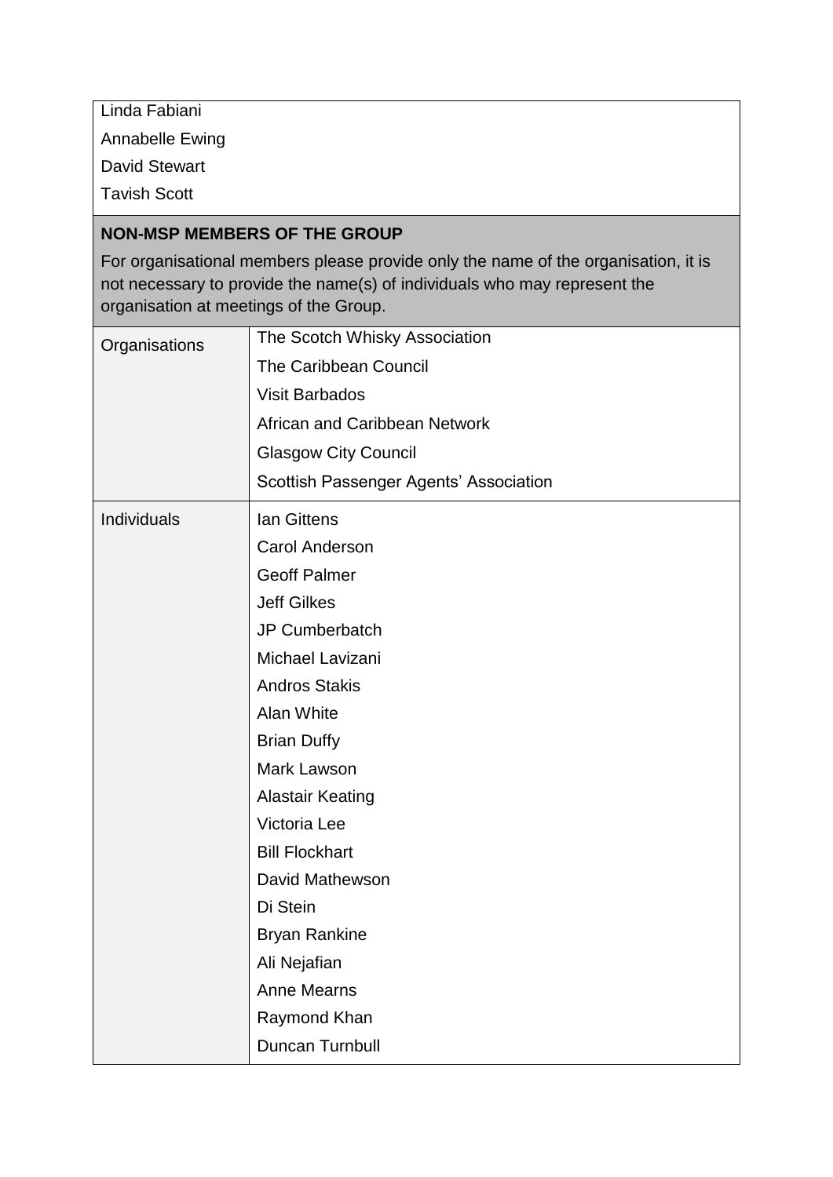Linda Fabiani

Annabelle Ewing

David Stewart

Tavish Scott

**NON-MSP MEMBERS OF THE GROUP**

For organisational members please provide only the name of the organisation, it is not necessary to provide the name(s) of individuals who may represent the organisation at meetings of the Group.

| | |
|---|---|
| Organisations | The Scotch Whisky Association<br>The Caribbean Council<br>Visit Barbados<br>African and Caribbean Network<br>Glasgow City Council<br>Scottish Passenger Agents' Association |
| Individuals | Ian Gittens<br>Carol Anderson<br>Geoff Palmer<br>Jeff Gilkes<br>JP Cumberbatch<br>Michael Lavizani<br>Andros Stakis<br>Alan White<br>Brian Duffy<br>Mark Lawson<br>Alastair Keating<br>Victoria Lee<br>Bill Flockhart<br>David Mathewson<br>Di Stein<br>Bryan Rankine<br>Ali Nejafian<br>Anne Mearns<br>Raymond Khan<br>Duncan Turnbull |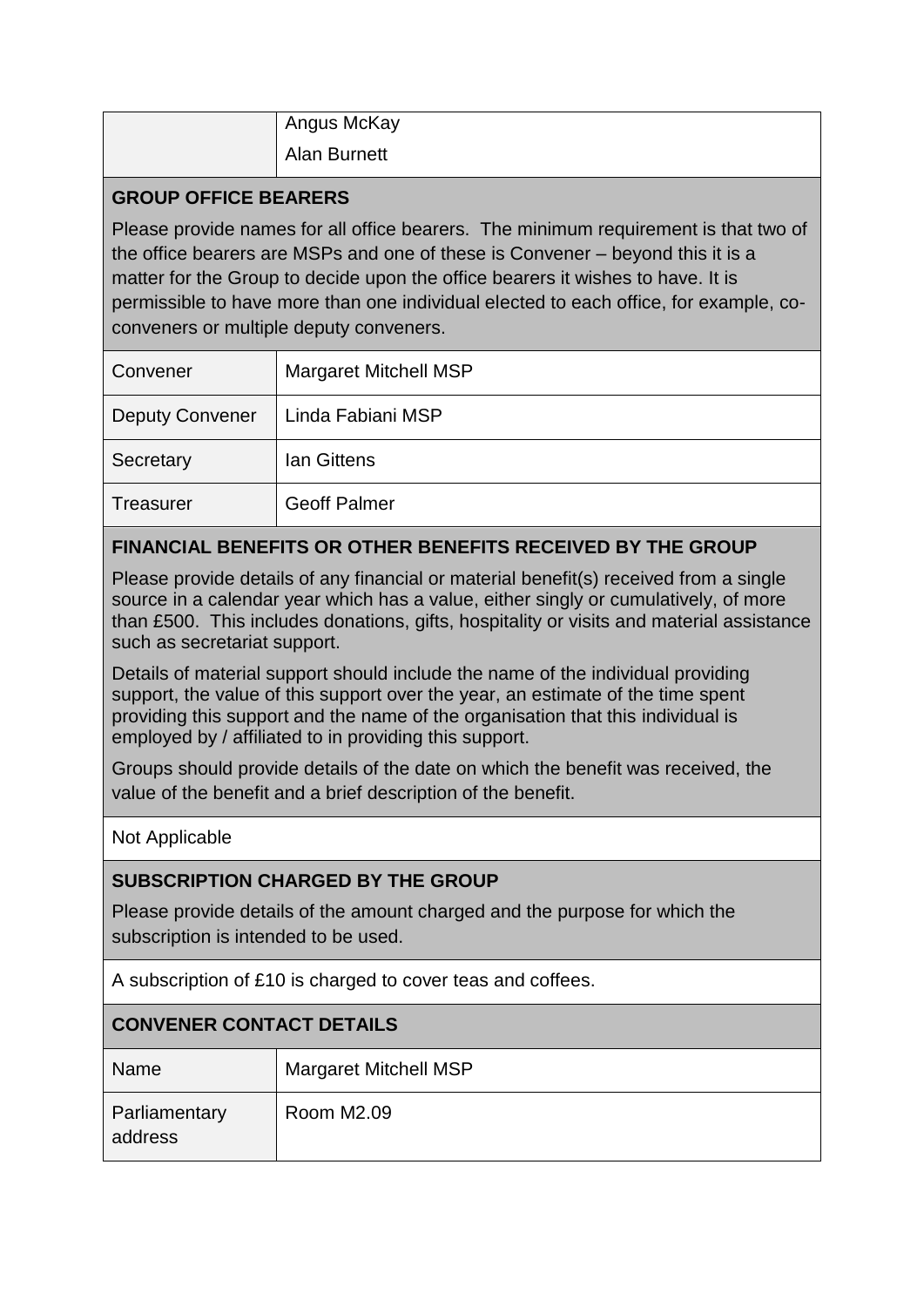| | |
|---|---|
| | Angus McKay<br>Alan Burnett |

**GROUP OFFICE BEARERS**

Please provide names for all office bearers. The minimum requirement is that two of the office bearers are MSPs and one of these is Convener – beyond this it is a matter for the Group to decide upon the office bearers it wishes to have. It is permissible to have more than one individual elected to each office, for example, co-conveners or multiple deputy conveners.

| | |
|---|---|
| Convener | Margaret Mitchell MSP |
| Deputy Convener | Linda Fabiani MSP |
| Secretary | Ian Gittens |
| Treasurer | Geoff Palmer |

**FINANCIAL BENEFITS OR OTHER BENEFITS RECEIVED BY THE GROUP**

Please provide details of any financial or material benefit(s) received from a single source in a calendar year which has a value, either singly or cumulatively, of more than £500. This includes donations, gifts, hospitality or visits and material assistance such as secretariat support.

Details of material support should include the name of the individual providing support, the value of this support over the year, an estimate of the time spent providing this support and the name of the organisation that this individual is employed by / affiliated to in providing this support.

Groups should provide details of the date on which the benefit was received, the value of the benefit and a brief description of the benefit.

Not Applicable

**SUBSCRIPTION CHARGED BY THE GROUP**

Please provide details of the amount charged and the purpose for which the subscription is intended to be used.

A subscription of £10 is charged to cover teas and coffees.

**CONVENER CONTACT DETAILS**

| | |
|---|---|
| Name | Margaret Mitchell MSP |
| Parliamentary address | Room M2.09 |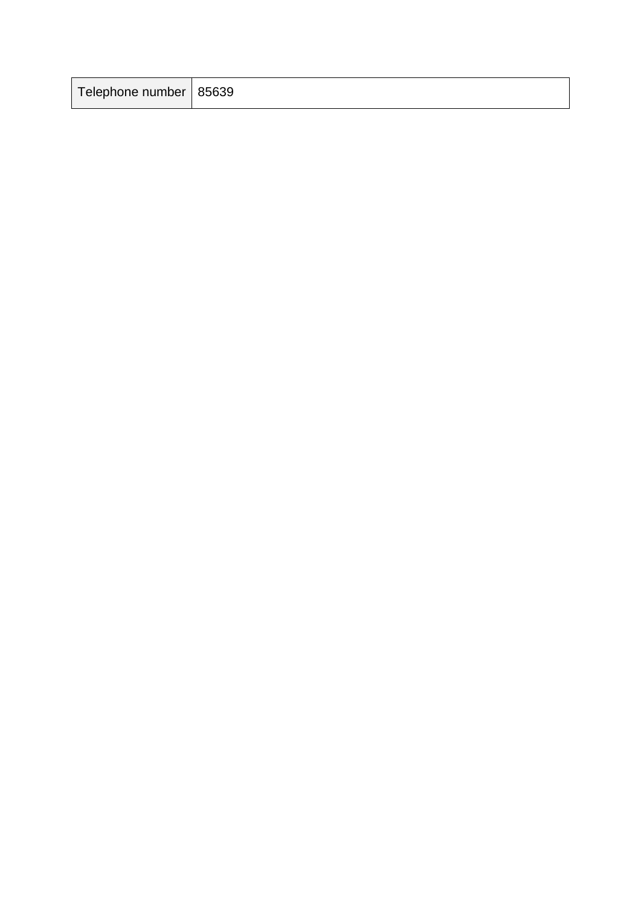| | |
|---|---|
| Telephone number | 85639 |